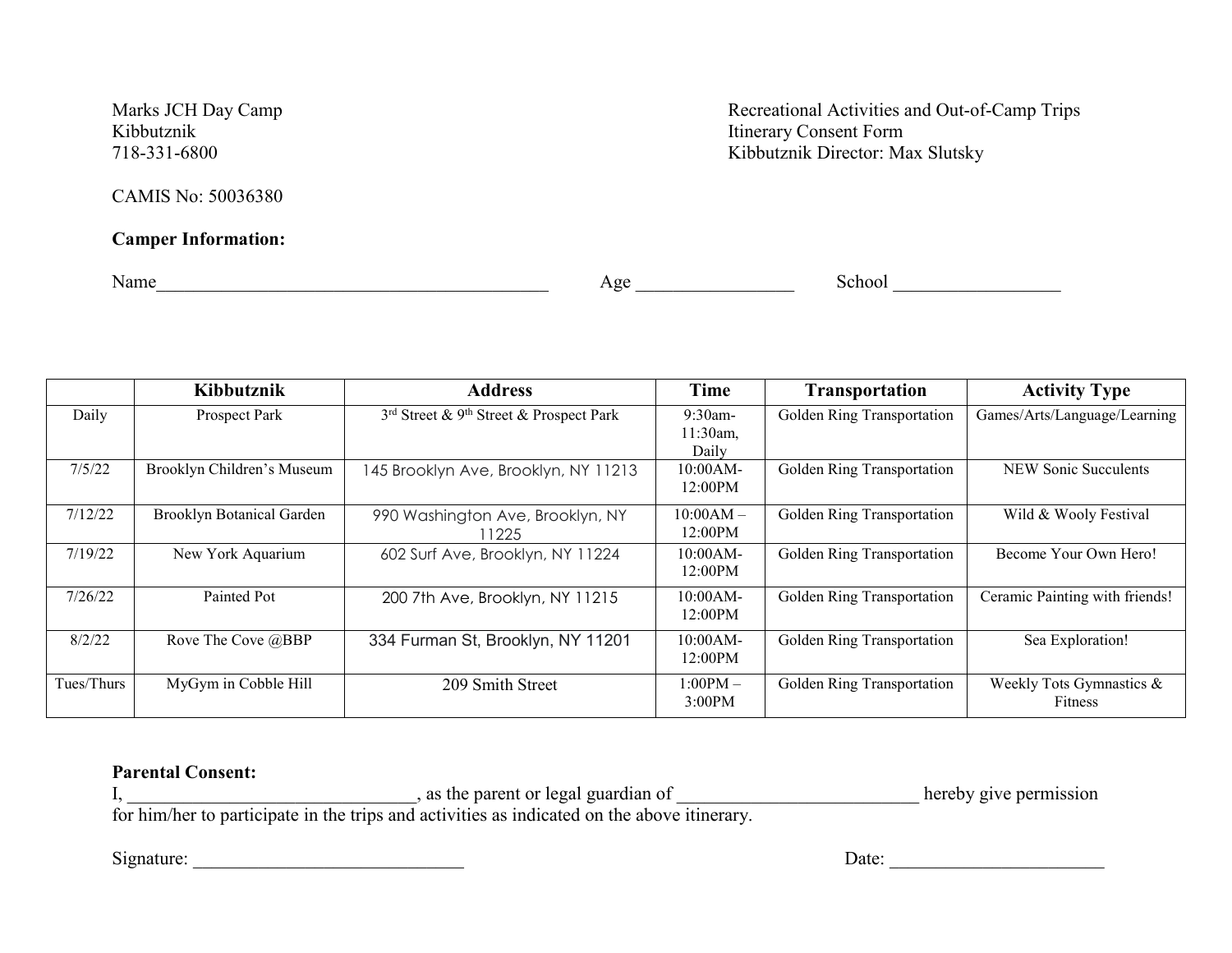Marks JCH Day Camp
Kibbutznik
718-331-6800

Recreational Activities and Out-of-Camp Trips
Itinerary Consent Form
Kibbutznik Director: Max Slutsky

CAMIS No: 50036380

**Camper Information:**

Name__________________________________________ Age _________________ School __________________

| | Kibbutznik | Address | Time | Transportation | Activity Type |
|---|---|---|---|---|---|
| Daily | Prospect Park | 3rd Street & 9th Street & Prospect Park | 9:30am-11:30am, Daily | Golden Ring Transportation | Games/Arts/Language/Learning |
| 7/5/22 | Brooklyn Children's Museum | 145 Brooklyn Ave, Brooklyn, NY 11213 | 10:00AM-12:00PM | Golden Ring Transportation | NEW Sonic Succulents |
| 7/12/22 | Brooklyn Botanical Garden | 990 Washington Ave, Brooklyn, NY 11225 | 10:00AM – 12:00PM | Golden Ring Transportation | Wild & Wooly Festival |
| 7/19/22 | New York Aquarium | 602 Surf Ave, Brooklyn, NY 11224 | 10:00AM-12:00PM | Golden Ring Transportation | Become Your Own Hero! |
| 7/26/22 | Painted Pot | 200 7th Ave, Brooklyn, NY 11215 | 10:00AM-12:00PM | Golden Ring Transportation | Ceramic Painting with friends! |
| 8/2/22 | Rove The Cove @BBP | 334 Furman St, Brooklyn, NY 11201 | 10:00AM-12:00PM | Golden Ring Transportation | Sea Exploration! |
| Tues/Thurs | MyGym in Cobble Hill | 209 Smith Street | 1:00PM – 3:00PM | Golden Ring Transportation | Weekly Tots Gymnastics & Fitness |

**Parental Consent:**

I, ______________________________, as the parent or legal guardian of __________________________ hereby give permission for him/her to participate in the trips and activities as indicated on the above itinerary.

Signature: _____________________________ Date: _______________________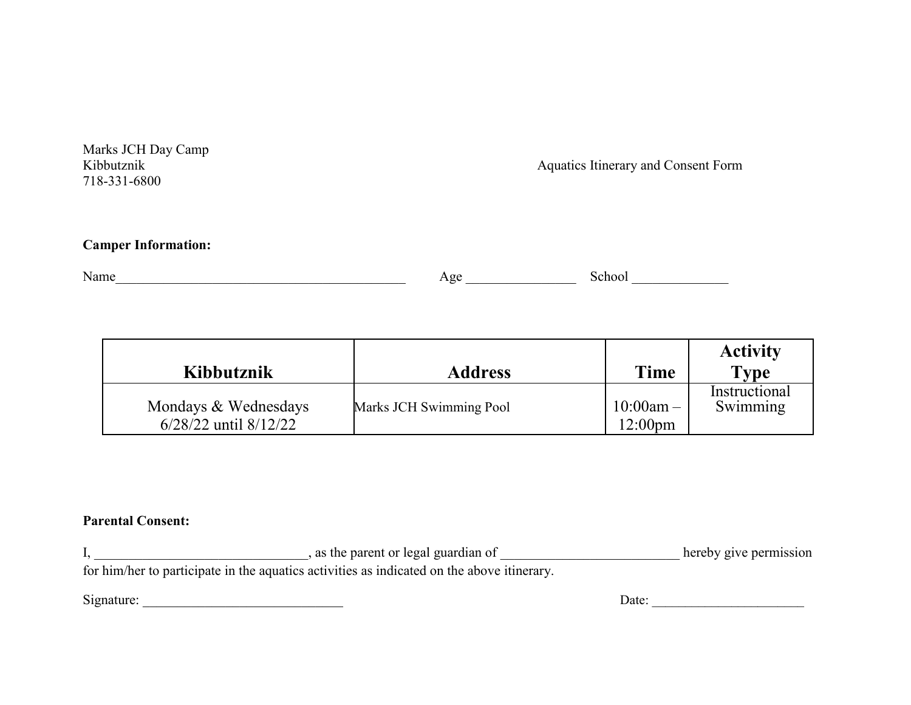Marks JCH Day Camp
Kibbutznik
718-331-6800

Aquatics Itinerary and Consent Form

**Camper Information:**

Name_____________________________________________ Age ________________ School ______________

| Kibbutznik | Address | Time | Activity Type |
|---|---|---|---|
| Mondays & Wednesdays 6/28/22 until 8/12/22 | Marks JCH Swimming Pool | 10:00am – 12:00pm | Instructional Swimming |

**Parental Consent:**

I, _______________________________, as the parent or legal guardian of __________________________ hereby give permission for him/her to participate in the aquatics activities as indicated on the above itinerary.

Signature: ______________________________ Date: _______________________